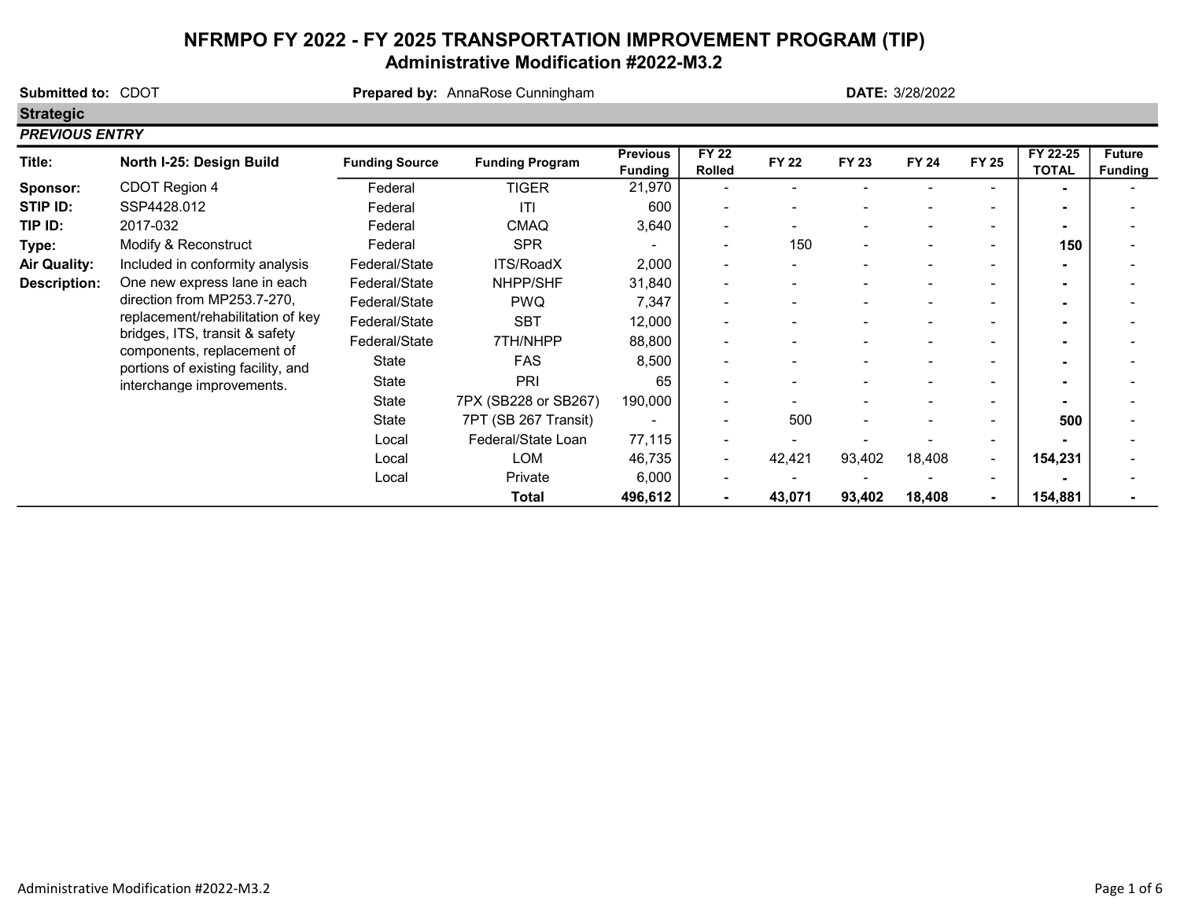# NFRMPO FY 2022 - FY 2025 TRANSPORTATION IMPROVEMENT PROGRAM (TIP)
## Administrative Modification #2022-M3.2

**Submitted to:** CDOT **Prepared by:** AnnaRose Cunningham **DATE:** 3/28/2022

**Strategic**

***PREVIOUS ENTRY***

| Title: | North I-25: Design Build | Funding Source | Funding Program | Previous Funding | FY 22 Rolled | FY 22 | FY 23 | FY 24 | FY 25 | FY 22-25 TOTAL | Future Funding |
|---|---|---|---|---|---|---|---|---|---|---|---|
| **Sponsor:** | CDOT Region 4 | Federal | TIGER | 21,970 | - | - | - | - | - | **-** | - |
| **STIP ID:** | SSP4428.012 | Federal | ITI | 600 | - | - | - | - | - | **-** | - |
| **TIP ID:** | 2017-032 | Federal | CMAQ | 3,640 | - | - | - | - | - | **-** | - |
| **Type:** | Modify & Reconstruct | Federal | SPR | - | - | 150 | - | - | - | **150** | - |
| **Air Quality:** | Included in conformity analysis | Federal/State | ITS/RoadX | 2,000 | - | - | - | - | - | **-** | - |
| **Description:** | One new express lane in each direction from MP253.7-270, replacement/rehabilitation of key bridges, ITS, transit & safety components, replacement of portions of existing facility, and interchange improvements. | Federal/State | NHPP/SHF | 31,840 | - | - | - | - | - | **-** | - |
| | | Federal/State | PWQ | 7,347 | - | - | - | - | - | **-** | - |
| | | Federal/State | SBT | 12,000 | - | - | - | - | - | **-** | - |
| | | Federal/State | 7TH/NHPP | 88,800 | - | - | - | - | - | **-** | - |
| | | State | FAS | 8,500 | - | - | - | - | - | **-** | - |
| | | State | PRI | 65 | - | - | - | - | - | **-** | - |
| | | State | 7PX (SB228 or SB267) | 190,000 | - | - | - | - | - | **-** | - |
| | | State | 7PT (SB 267 Transit) | - | - | 500 | - | - | - | **500** | - |
| | | Local | Federal/State Loan | 77,115 | - | - | - | - | - | **-** | - |
| | | Local | LOM | 46,735 | - | 42,421 | 93,402 | 18,408 | - | **154,231** | - |
| | | Local | Private | 6,000 | - | - | - | - | - | **-** | - |
| | | | **Total** | **496,612** | **-** | **43,071** | **93,402** | **18,408** | **-** | **154,881** | **-** |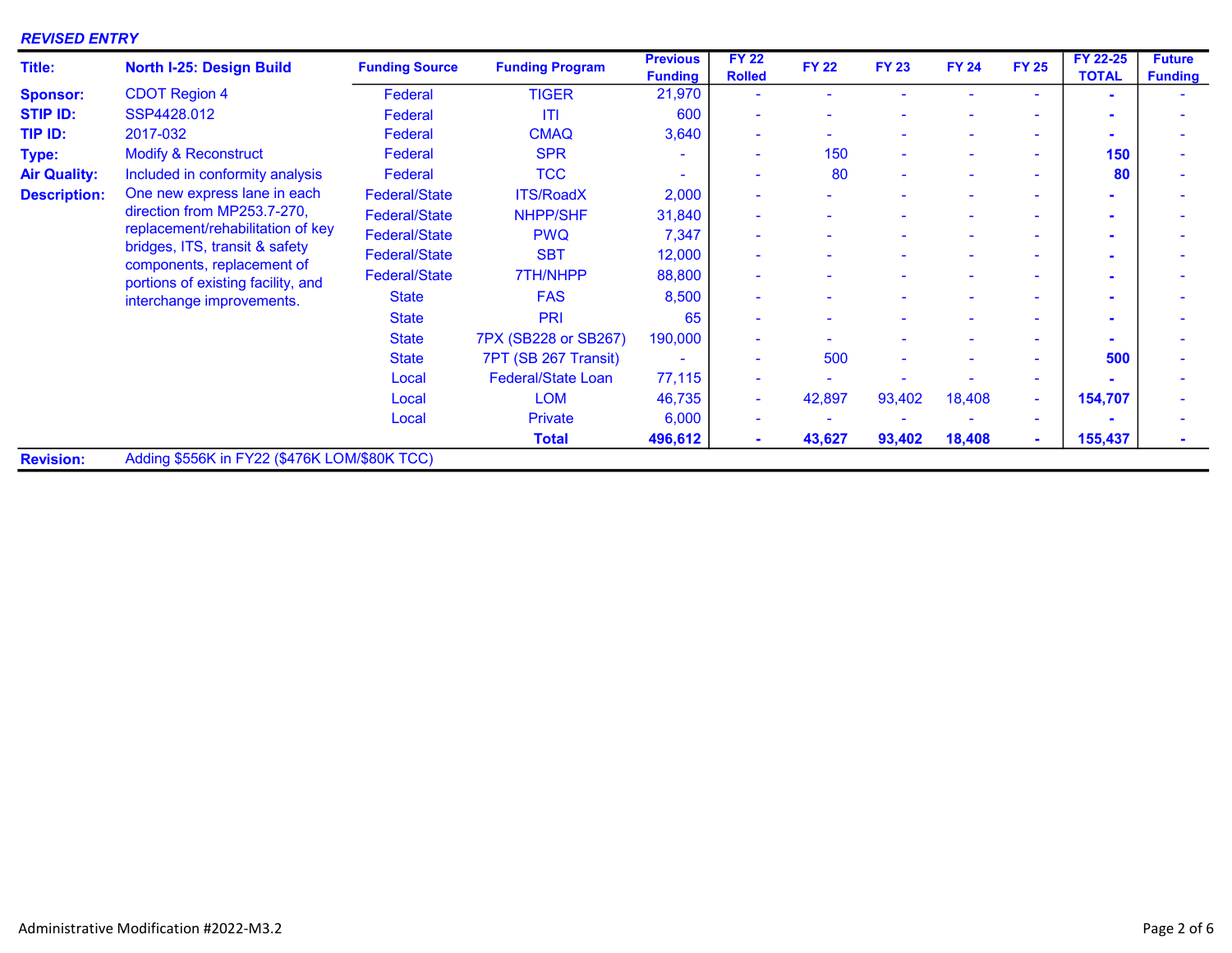***REVISED ENTRY***

| | | Funding Source | Funding Program | Previous Funding | FY 22 Rolled | FY 22 | FY 23 | FY 24 | FY 25 | FY 22-25 TOTAL | Future Funding |
|---|---|---|---|---|---|---|---|---|---|---|---|
| **Title:** | **North I-25: Design Build** | Federal | TIGER | 21,970 | - | - | - | - | - | **-** | - |
| **Sponsor:** | CDOT Region 4 | Federal | ITI | 600 | - | - | - | - | - | **-** | - |
| **STIP ID:** | SSP4428.012 | Federal | CMAQ | 3,640 | - | - | - | - | - | **-** | - |
| **TIP ID:** | 2017-032 | Federal | SPR | - | - | 150 | - | - | - | **150** | - |
| **Type:** | Modify & Reconstruct | Federal | TCC | - | - | 80 | - | - | - | **80** | - |
| **Air Quality:** | Included in conformity analysis | Federal/State | ITS/RoadX | 2,000 | - | - | - | - | - | **-** | - |
| **Description:** | One new express lane in each direction from MP253.7-270, replacement/rehabilitation of key bridges, ITS, transit & safety components, replacement of portions of existing facility, and interchange improvements. | Federal/State | NHPP/SHF | 31,840 | - | - | - | - | - | **-** | - |
| | | Federal/State | PWQ | 7,347 | - | - | - | - | - | **-** | - |
| | | Federal/State | SBT | 12,000 | - | - | - | - | - | **-** | - |
| | | Federal/State | 7TH/NHPP | 88,800 | - | - | - | - | - | **-** | - |
| | | State | FAS | 8,500 | - | - | - | - | - | **-** | - |
| | | State | PRI | 65 | - | - | - | - | - | **-** | - |
| | | State | 7PX (SB228 or SB267) | 190,000 | - | - | - | - | - | **-** | - |
| | | State | 7PT (SB 267 Transit) | - | - | 500 | - | - | - | **500** | - |
| | | Local | Federal/State Loan | 77,115 | - | - | - | - | - | **-** | - |
| | | Local | LOM | 46,735 | - | 42,897 | 93,402 | 18,408 | - | **154,707** | - |
| | | Local | Private | 6,000 | - | - | - | - | - | **-** | - |
| | | | **Total** | **496,612** | **-** | **43,627** | **93,402** | **18,408** | **-** | **155,437** | **-** |
| **Revision:** | Adding $556K in FY22 ($476K LOM/$80K TCC) | | | | | | | | | | |

Administrative Modification #2022-M3.2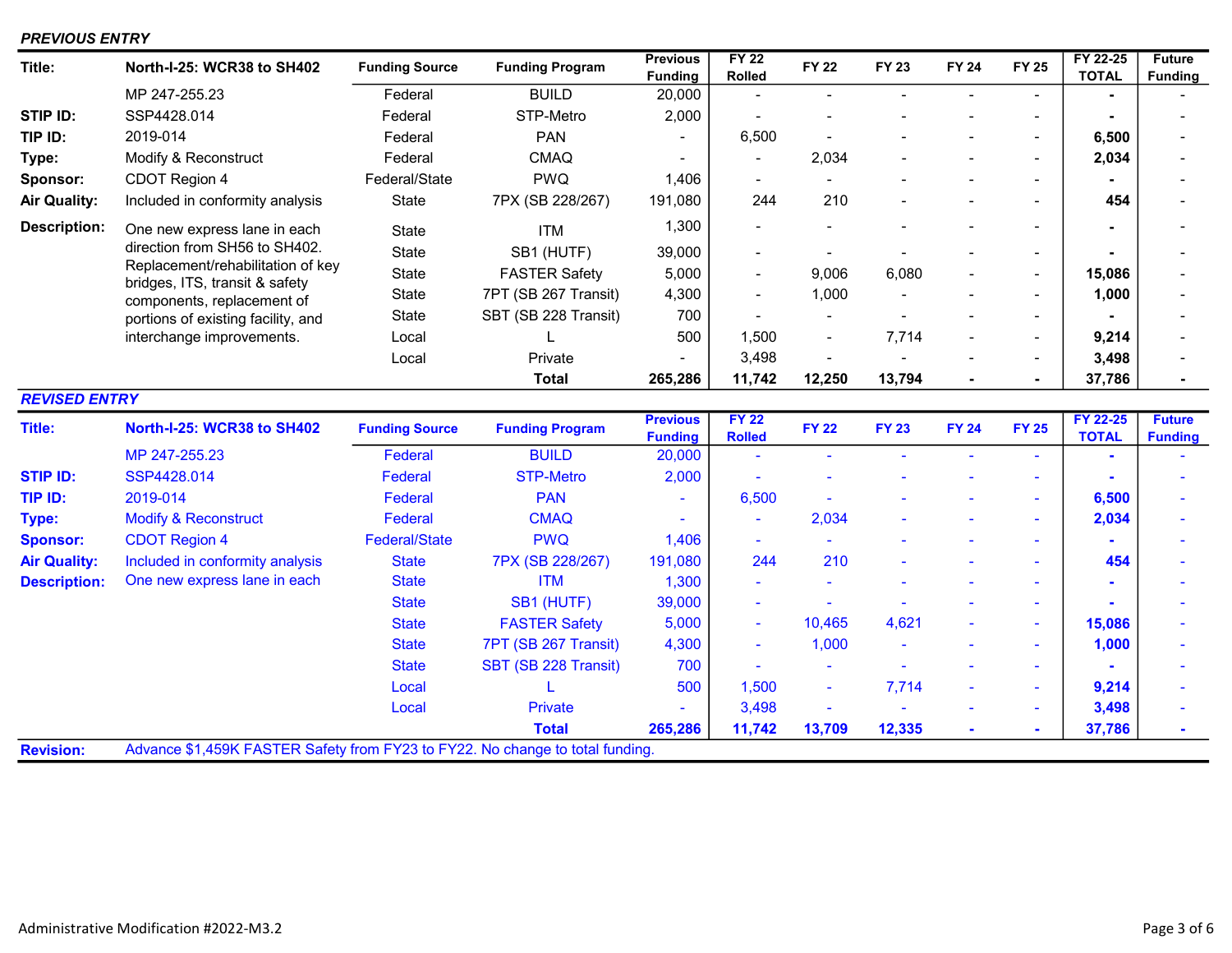***PREVIOUS ENTRY***

| Title: | North-I-25: WCR38 to SH402 | Funding Source | Funding Program | Previous Funding | FY 22 Rolled | FY 22 | FY 23 | FY 24 | FY 25 | FY 22-25 TOTAL | Future Funding |
|---|---|---|---|---|---|---|---|---|---|---|---|
| | MP 247-255.23 | Federal | BUILD | 20,000 | - | - | - | - | - | - | - |
| STIP ID: | SSP4428.014 | Federal | STP-Metro | 2,000 | - | - | - | - | - | - | - |
| TIP ID: | 2019-014 | Federal | PAN | - | 6,500 | - | - | - | - | 6,500 | - |
| Type: | Modify & Reconstruct | Federal | CMAQ | - | - | 2,034 | - | - | - | 2,034 | - |
| Sponsor: | CDOT Region 4 | Federal/State | PWQ | 1,406 | - | - | - | - | - | - | - |
| Air Quality: | Included in conformity analysis | State | 7PX (SB 228/267) | 191,080 | 244 | 210 | - | - | - | 454 | - |
| Description: | One new express lane in each direction from SH56 to SH402. Replacement/rehabilitation of key bridges, ITS, transit & safety components, replacement of portions of existing facility, and interchange improvements. | State | ITM | 1,300 | - | - | - | - | - | - | - |
| | | State | SB1 (HUTF) | 39,000 | - | - | - | - | - | - | - |
| | | State | FASTER Safety | 5,000 | - | 9,006 | 6,080 | - | - | 15,086 | - |
| | | State | 7PT (SB 267 Transit) | 4,300 | - | 1,000 | - | - | - | 1,000 | - |
| | | State | SBT (SB 228 Transit) | 700 | - | - | - | - | - | - | - |
| | | Local | L | 500 | 1,500 | - | 7,714 | - | - | 9,214 | - |
| | | Local | Private | - | 3,498 | - | - | - | - | 3,498 | - |
| | | | **Total** | **265,286** | **11,742** | **12,250** | **13,794** | **-** | **-** | **37,786** | **-** |

***REVISED ENTRY***

| Title: | North-I-25: WCR38 to SH402 | Funding Source | Funding Program | Previous Funding | FY 22 Rolled | FY 22 | FY 23 | FY 24 | FY 25 | FY 22-25 TOTAL | Future Funding |
|---|---|---|---|---|---|---|---|---|---|---|---|
| | MP 247-255.23 | Federal | BUILD | 20,000 | - | - | - | - | - | - | - |
| STIP ID: | SSP4428.014 | Federal | STP-Metro | 2,000 | - | - | - | - | - | - | - |
| TIP ID: | 2019-014 | Federal | PAN | - | 6,500 | - | - | - | - | 6,500 | - |
| Type: | Modify & Reconstruct | Federal | CMAQ | - | - | 2,034 | - | - | - | 2,034 | - |
| Sponsor: | CDOT Region 4 | Federal/State | PWQ | 1,406 | - | - | - | - | - | - | - |
| Air Quality: | Included in conformity analysis | State | 7PX (SB 228/267) | 191,080 | 244 | 210 | - | - | - | 454 | - |
| Description: | One new express lane in each | State | ITM | 1,300 | - | - | - | - | - | - | - |
| | | State | SB1 (HUTF) | 39,000 | - | - | - | - | - | - | - |
| | | State | FASTER Safety | 5,000 | - | 10,465 | 4,621 | - | - | 15,086 | - |
| | | State | 7PT (SB 267 Transit) | 4,300 | - | 1,000 | - | - | - | 1,000 | - |
| | | State | SBT (SB 228 Transit) | 700 | - | - | - | - | - | - | - |
| | | Local | L | 500 | 1,500 | - | 7,714 | - | - | 9,214 | - |
| | | Local | Private | - | 3,498 | - | - | - | - | 3,498 | - |
| | | | **Total** | **265,286** | **11,742** | **13,709** | **12,335** | **-** | **-** | **37,786** | **-** |

**Revision:** Advance $1,459K FASTER Safety from FY23 to FY22. No change to total funding.

Administrative Modification #2022-M3.2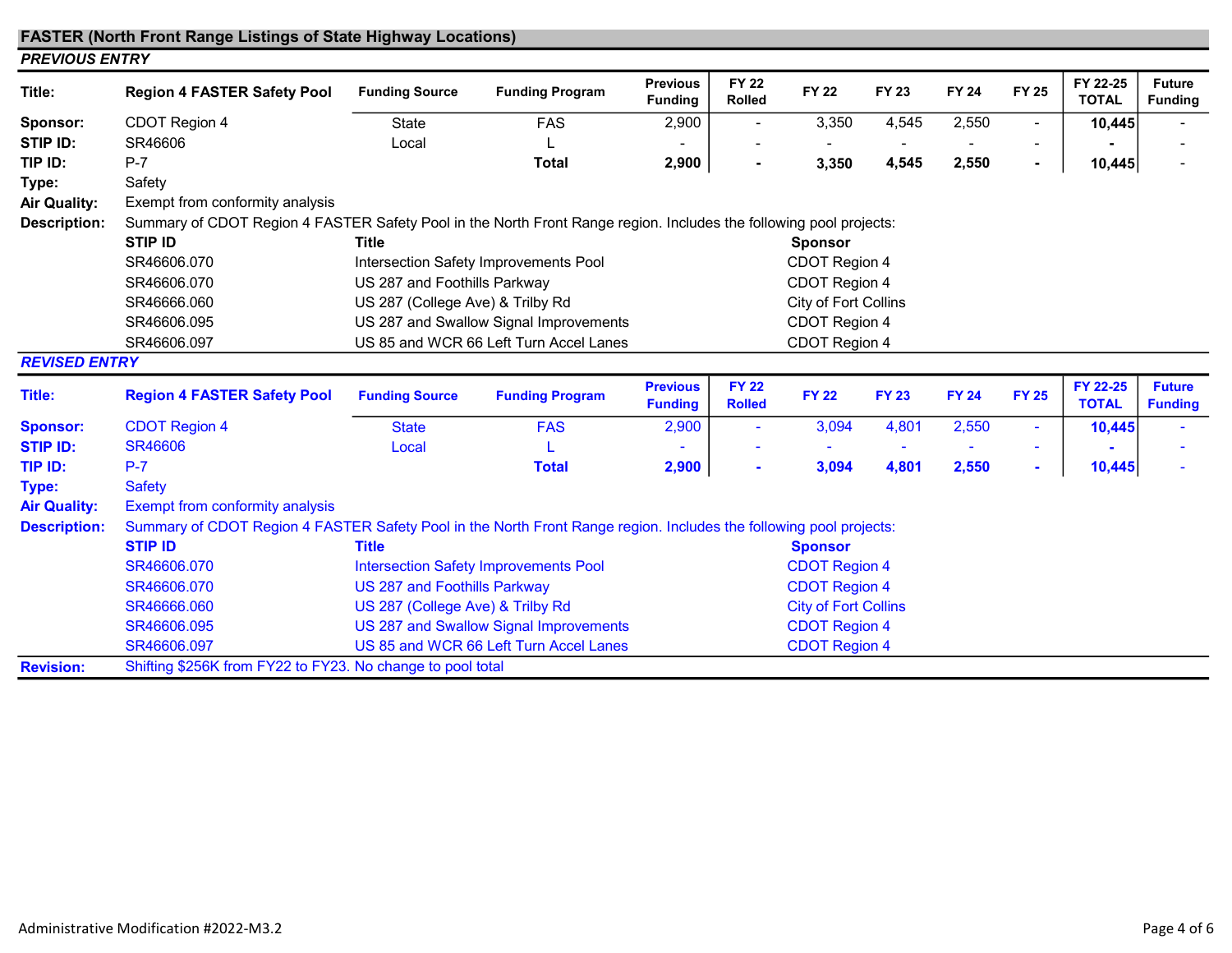## FASTER (North Front Range Listings of State Highway Locations)

### *PREVIOUS ENTRY*

| Title: | Region 4 FASTER Safety Pool | Funding Source | Funding Program | Previous Funding | FY 22 Rolled | FY 22 | FY 23 | FY 24 | FY 25 | FY 22-25 TOTAL | Future Funding |
|---|---|---|---|---|---|---|---|---|---|---|---|
| Sponsor: | CDOT Region 4 | State | FAS | 2,900 | - | 3,350 | 4,545 | 2,550 | - | **10,445** | - |
| STIP ID: | SR46606 | Local | L | - | - | - | - | - | - | **-** | - |
| TIP ID: | P-7 | | **Total** | **2,900** | **-** | **3,350** | **4,545** | **2,550** | **-** | **10,445** | - |
| Type: | Safety | | | | | | | | | | |
| Air Quality: | Exempt from conformity analysis | | | | | | | | | | |

**Description:** Summary of CDOT Region 4 FASTER Safety Pool in the North Front Range region. Includes the following pool projects:

| STIP ID | Title | Sponsor |
|---|---|---|
| SR46606.070 | Intersection Safety Improvements Pool | CDOT Region 4 |
| SR46606.070 | US 287 and Foothills Parkway | CDOT Region 4 |
| SR46666.060 | US 287 (College Ave) & Trilby Rd | City of Fort Collins |
| SR46606.095 | US 287 and Swallow Signal Improvements | CDOT Region 4 |
| SR46606.097 | US 85 and WCR 66 Left Turn Accel Lanes | CDOT Region 4 |

### *REVISED ENTRY*

| Title: | Region 4 FASTER Safety Pool | Funding Source | Funding Program | Previous Funding | FY 22 Rolled | FY 22 | FY 23 | FY 24 | FY 25 | FY 22-25 TOTAL | Future Funding |
|---|---|---|---|---|---|---|---|---|---|---|---|
| Sponsor: | CDOT Region 4 | State | FAS | 2,900 | - | 3,094 | 4,801 | 2,550 | - | **10,445** | - |
| STIP ID: | SR46606 | Local | L | - | - | - | - | - | - | **-** | - |
| TIP ID: | P-7 | | **Total** | **2,900** | **-** | **3,094** | **4,801** | **2,550** | **-** | **10,445** | - |
| Type: | Safety | | | | | | | | | | |
| Air Quality: | Exempt from conformity analysis | | | | | | | | | | |

**Description:** Summary of CDOT Region 4 FASTER Safety Pool in the North Front Range region. Includes the following pool projects:

| STIP ID | Title | Sponsor |
|---|---|---|
| SR46606.070 | Intersection Safety Improvements Pool | CDOT Region 4 |
| SR46606.070 | US 287 and Foothills Parkway | CDOT Region 4 |
| SR46666.060 | US 287 (College Ave) & Trilby Rd | City of Fort Collins |
| SR46606.095 | US 287 and Swallow Signal Improvements | CDOT Region 4 |
| SR46606.097 | US 85 and WCR 66 Left Turn Accel Lanes | CDOT Region 4 |

**Revision:** Shifting $256K from FY22 to FY23. No change to pool total

Administrative Modification #2022-M3.2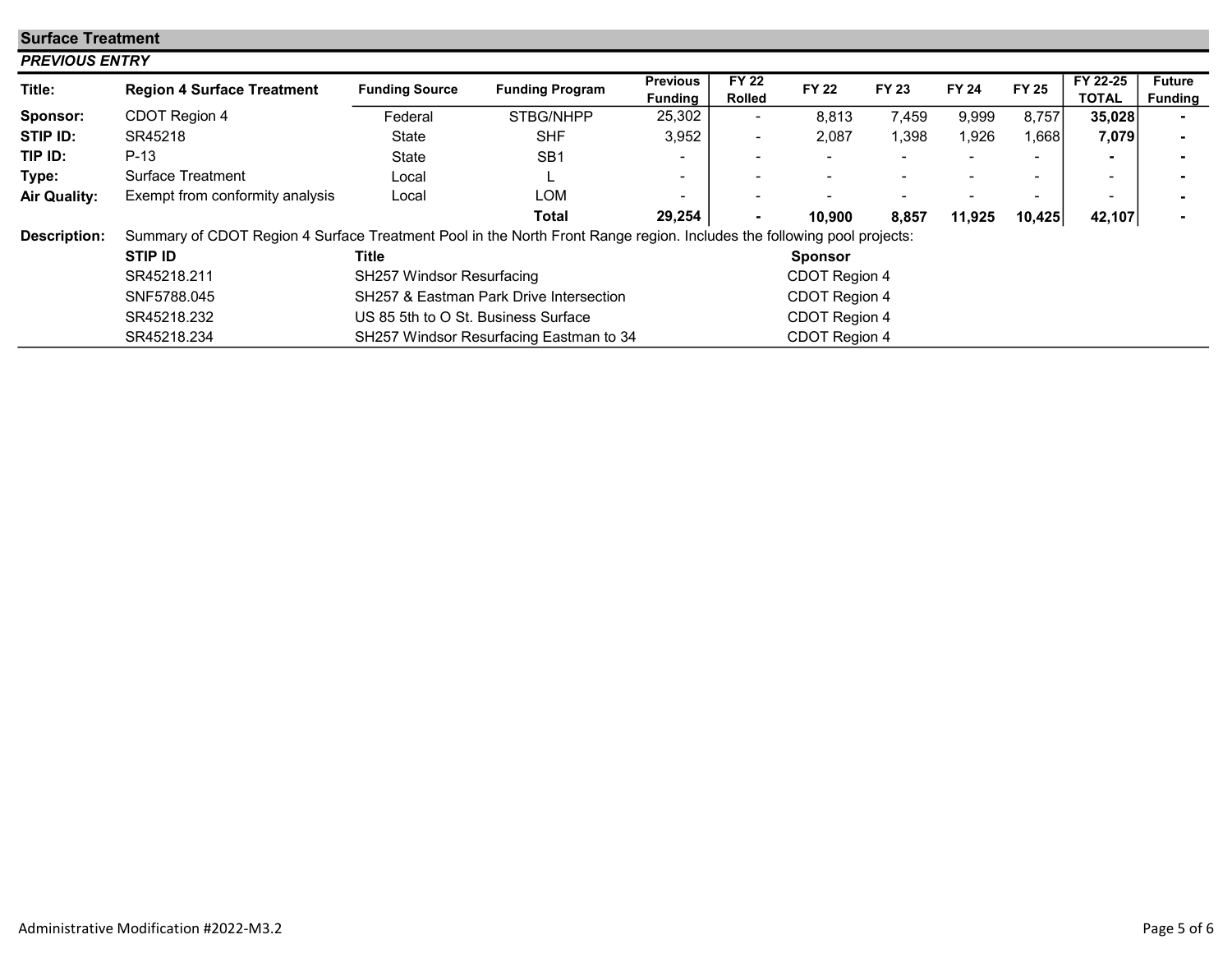## Surface Treatment

***PREVIOUS ENTRY***

| Title: | **Region 4 Surface Treatment** | **Funding Source** | **Funding Program** | **Previous Funding** | **FY 22 Rolled** | **FY 22** | **FY 23** | **FY 24** | **FY 25** | **FY 22-25 TOTAL** | **Future Funding** |
|---|---|---|---|---|---|---|---|---|---|---|---|
| **Sponsor:** | CDOT Region 4 | Federal | STBG/NHPP | 25,302 | - | 8,813 | 7,459 | 9,999 | 8,757 | **35,028** | **-** |
| **STIP ID:** | SR45218 | State | SHF | 3,952 | - | 2,087 | 1,398 | 1,926 | 1,668 | **7,079** | **-** |
| **TIP ID:** | P-13 | State | SB1 | - | - | - | - | - | - | **-** | **-** |
| **Type:** | Surface Treatment | Local | L | - | - | - | - | - | - | - | **-** |
| **Air Quality:** | Exempt from conformity analysis | Local | LOM | - | - | - | - | - | - | - | **-** |
| | | | **Total** | **29,254** | **-** | **10,900** | **8,857** | **11,925** | **10,425** | **42,107** | **-** |

**Description:** Summary of CDOT Region 4 Surface Treatment Pool in the North Front Range region. Includes the following pool projects:

| **STIP ID** | **Title** | **Sponsor** |
|---|---|---|
| SR45218.211 | SH257 Windsor Resurfacing | CDOT Region 4 |
| SNF5788.045 | SH257 & Eastman Park Drive Intersection | CDOT Region 4 |
| SR45218.232 | US 85 5th to O St. Business Surface | CDOT Region 4 |
| SR45218.234 | SH257 Windsor Resurfacing Eastman to 34 | CDOT Region 4 |

Administrative Modification #2022-M3.2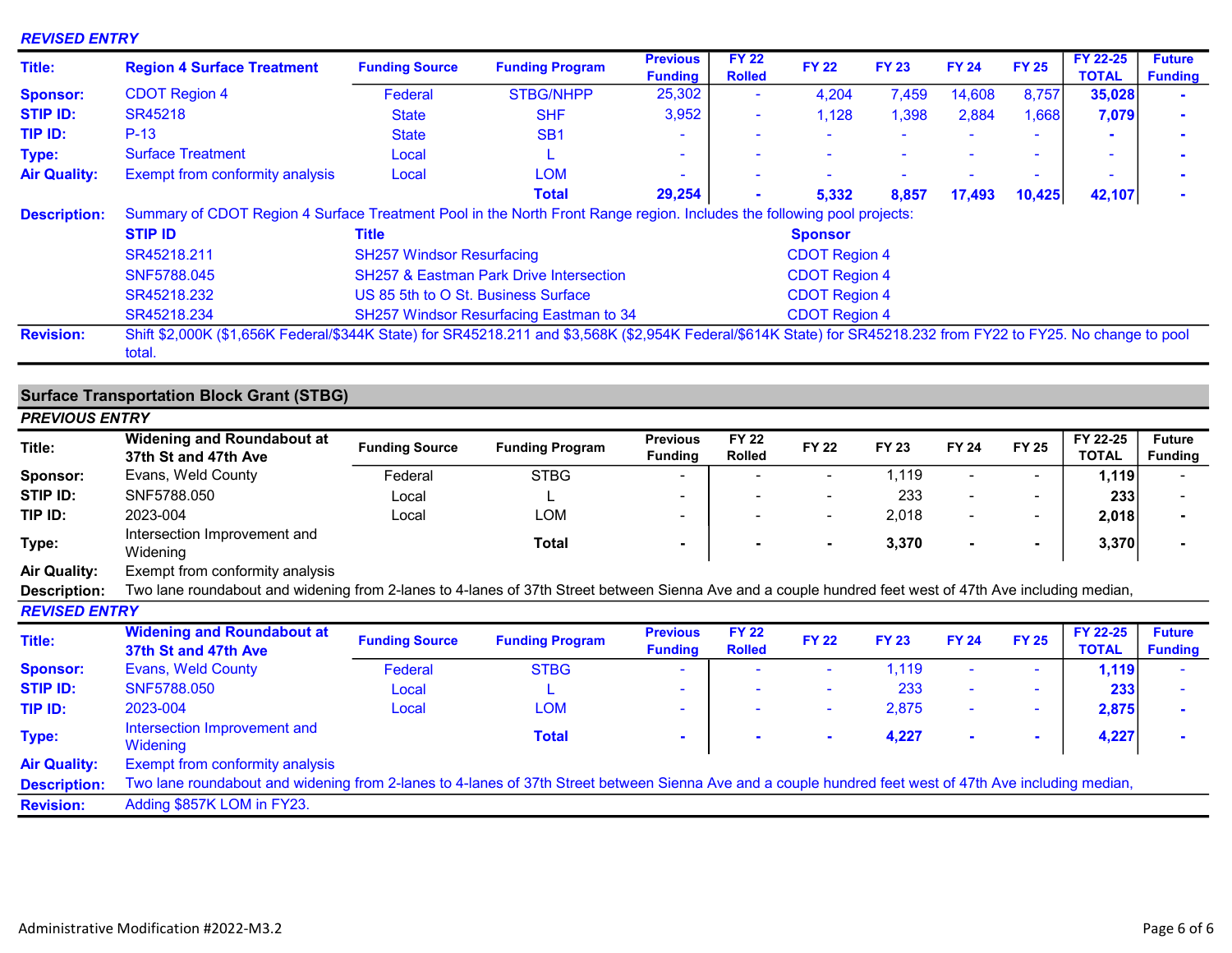***REVISED ENTRY***

| | | | | | | | | | | | |
|---|---|---|---|---|---|---|---|---|---|---|---|
| **Title:** | **Region 4 Surface Treatment** | **Funding Source** | **Funding Program** | **Previous Funding** | **FY 22 Rolled** | **FY 22** | **FY 23** | **FY 24** | **FY 25** | **FY 22-25 TOTAL** | **Future Funding** |
| **Sponsor:** | CDOT Region 4 | Federal | STBG/NHPP | 25,302 | - | 4,204 | 7,459 | 14,608 | 8,757 | **35,028** | - |
| **STIP ID:** | SR45218 | State | SHF | 3,952 | - | 1,128 | 1,398 | 2,884 | 1,668 | **7,079** | - |
| **TIP ID:** | P-13 | State | SB1 | - | - | - | - | - | - | - | - |
| **Type:** | Surface Treatment | Local | L | - | - | - | - | - | - | - | - |
| **Air Quality:** | Exempt from conformity analysis | Local | LOM | - | - | - | - | - | - | - | - |
| | | | **Total** | **29,254** | **-** | **5,332** | **8,857** | **17,493** | **10,425** | **42,107** | **-** |

**Description:** Summary of CDOT Region 4 Surface Treatment Pool in the North Front Range region. Includes the following pool projects:

| STIP ID | Title | Sponsor |
|---|---|---|
| SR45218.211 | SH257 Windsor Resurfacing | CDOT Region 4 |
| SNF5788.045 | SH257 & Eastman Park Drive Intersection | CDOT Region 4 |
| SR45218.232 | US 85 5th to O St. Business Surface | CDOT Region 4 |
| SR45218.234 | SH257 Windsor Resurfacing Eastman to 34 | CDOT Region 4 |

**Revision:** Shift $2,000K ($1,656K Federal/$344K State) for SR45218.211 and $3,568K ($2,954K Federal/$614K State) for SR45218.232 from FY22 to FY25. No change to pool total.

## Surface Transportation Block Grant (STBG)

***PREVIOUS ENTRY***

| | | | | | | | | | | | |
|---|---|---|---|---|---|---|---|---|---|---|---|
| **Title:** | **Widening and Roundabout at 37th St and 47th Ave** | **Funding Source** | **Funding Program** | **Previous Funding** | **FY 22 Rolled** | **FY 22** | **FY 23** | **FY 24** | **FY 25** | **FY 22-25 TOTAL** | **Future Funding** |
| **Sponsor:** | Evans, Weld County | Federal | STBG | - | - | - | 1,119 | - | - | **1,119** | - |
| **STIP ID:** | SNF5788.050 | Local | L | - | - | - | 233 | - | - | **233** | - |
| **TIP ID:** | 2023-004 | Local | LOM | - | - | - | 2,018 | - | - | **2,018** | - |
| **Type:** | Intersection Improvement and Widening | | **Total** | **-** | **-** | **-** | **3,370** | **-** | **-** | **3,370** | **-** |
| **Air Quality:** | Exempt from conformity analysis | | | | | | | | | | |

**Description:** Two lane roundabout and widening from 2-lanes to 4-lanes of 37th Street between Sienna Ave and a couple hundred feet west of 47th Ave including median,

***REVISED ENTRY***

| | | | | | | | | | | | |
|---|---|---|---|---|---|---|---|---|---|---|---|
| **Title:** | **Widening and Roundabout at 37th St and 47th Ave** | **Funding Source** | **Funding Program** | **Previous Funding** | **FY 22 Rolled** | **FY 22** | **FY 23** | **FY 24** | **FY 25** | **FY 22-25 TOTAL** | **Future Funding** |
| **Sponsor:** | Evans, Weld County | Federal | STBG | - | - | - | 1,119 | - | - | **1,119** | - |
| **STIP ID:** | SNF5788.050 | Local | L | - | - | - | 233 | - | - | **233** | - |
| **TIP ID:** | 2023-004 | Local | LOM | - | - | - | 2,875 | - | - | **2,875** | - |
| **Type:** | Intersection Improvement and Widening | | **Total** | **-** | **-** | **-** | **4,227** | **-** | **-** | **4,227** | **-** |
| **Air Quality:** | Exempt from conformity analysis | | | | | | | | | | |

**Description:** Two lane roundabout and widening from 2-lanes to 4-lanes of 37th Street between Sienna Ave and a couple hundred feet west of 47th Ave including median,

**Revision:** Adding $857K LOM in FY23.

Administrative Modification #2022-M3.2